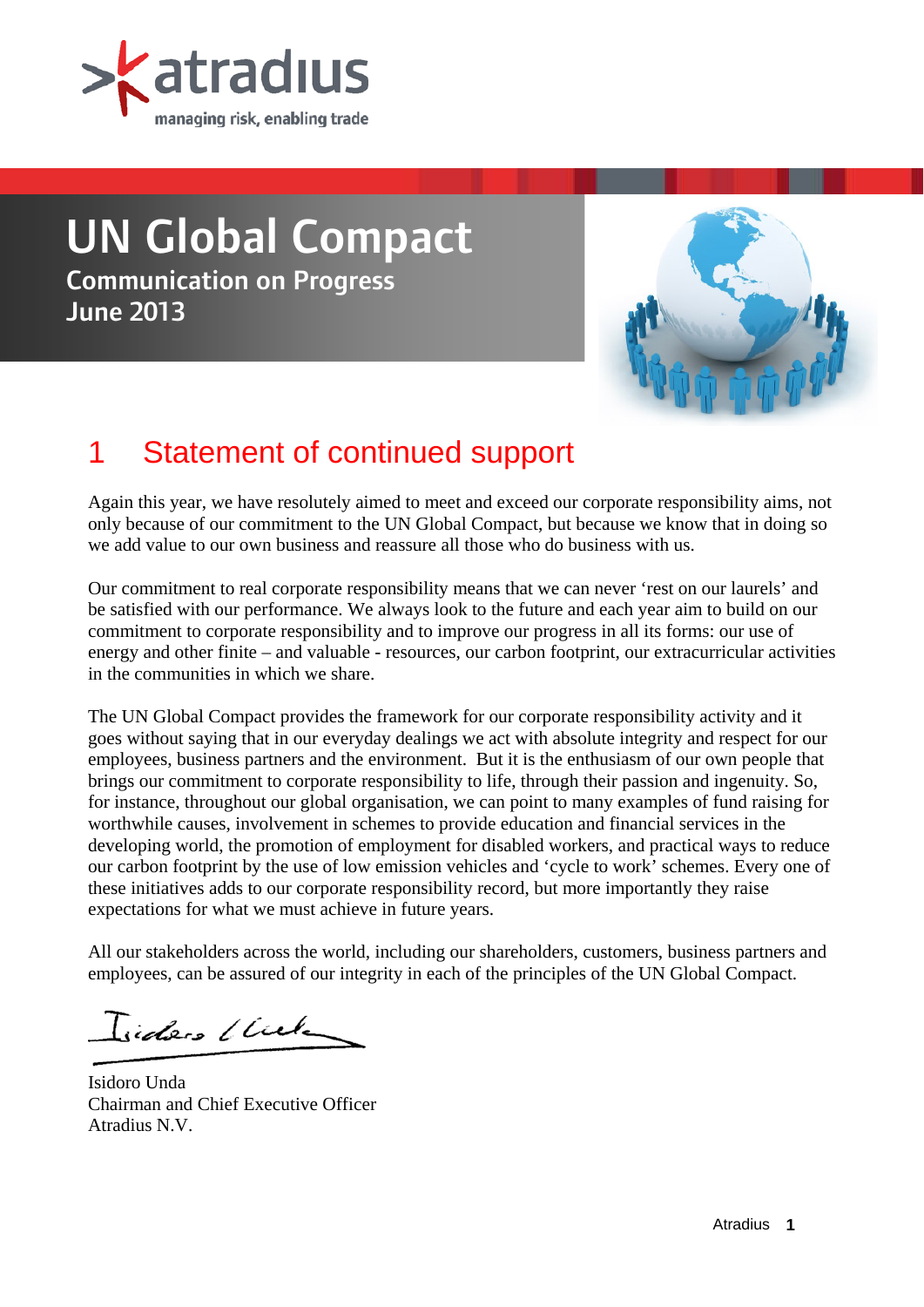atradius

managing risk, enabling trade

# UN Global Compact

## Communication on Progress

## June 2013

## 1 Statement of continued support

Again this year, we have resolutely aimed to meet and exceed our corporate responsibility aims, not only because of our commitment to the UN Global Compact, but because we know that in doing so we add value to our own business and reassure all those who do business with us.

Our commitment to real corporate responsibility means that we can never 'rest on our laurels' and be satisfied with our performance. We always look to the future and each year aim to build on our commitment to corporate responsibility and to improve our progress in all its forms: our use of energy and other finite – and valuable - resources, our carbon footprint, our extracurricular activities in the communities in which we share.

The UN Global Compact provides the framework for our corporate responsibility activity and it goes without saying that in our everyday dealings we act with absolute integrity and respect for our employees, business partners and the environment. But it is the enthusiasm of our own people that brings our commitment to corporate responsibility to life, through their passion and ingenuity. So, for instance, throughout our global organisation, we can point to many examples of fund raising for worthwhile causes, involvement in schemes to provide education and financial services in the developing world, the promotion of employment for disabled workers, and practical ways to reduce our carbon footprint by the use of low emission vehicles and 'cycle to work' schemes. Every one of these initiatives adds to our corporate responsibility record, but more importantly they raise expectations for what we must achieve in future years.

All our stakeholders across the world, including our shareholders, customers, business partners and employees, can be assured of our integrity in each of the principles of the UN Global Compact.

Isidoro Unda
Chairman and Chief Executive Officer
Atradius N.V.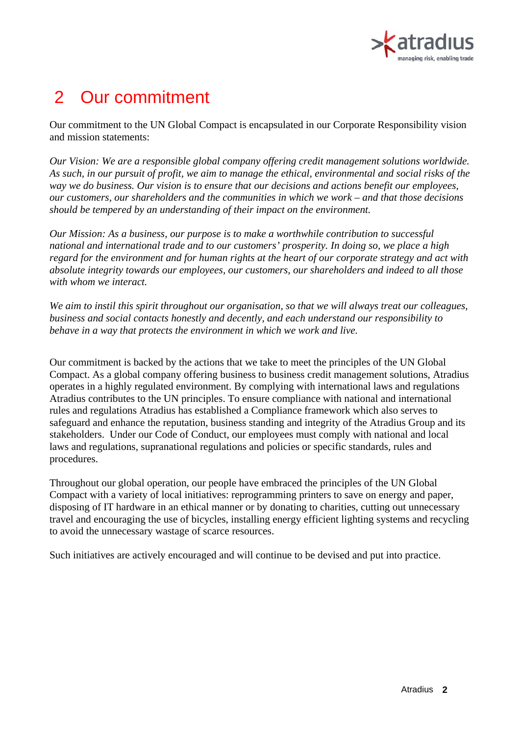# 2 Our commitment

Our commitment to the UN Global Compact is encapsulated in our Corporate Responsibility vision and mission statements:

*Our Vision: We are a responsible global company offering credit management solutions worldwide. As such, in our pursuit of profit, we aim to manage the ethical, environmental and social risks of the way we do business. Our vision is to ensure that our decisions and actions benefit our employees, our customers, our shareholders and the communities in which we work – and that those decisions should be tempered by an understanding of their impact on the environment.*

*Our Mission: As a business, our purpose is to make a worthwhile contribution to successful national and international trade and to our customers' prosperity. In doing so, we place a high regard for the environment and for human rights at the heart of our corporate strategy and act with absolute integrity towards our employees, our customers, our shareholders and indeed to all those with whom we interact.*

*We aim to instil this spirit throughout our organisation, so that we will always treat our colleagues, business and social contacts honestly and decently, and each understand our responsibility to behave in a way that protects the environment in which we work and live.*

Our commitment is backed by the actions that we take to meet the principles of the UN Global Compact. As a global company offering business to business credit management solutions, Atradius operates in a highly regulated environment. By complying with international laws and regulations Atradius contributes to the UN principles. To ensure compliance with national and international rules and regulations Atradius has established a Compliance framework which also serves to safeguard and enhance the reputation, business standing and integrity of the Atradius Group and its stakeholders. Under our Code of Conduct, our employees must comply with national and local laws and regulations, supranational regulations and policies or specific standards, rules and procedures.

Throughout our global operation, our people have embraced the principles of the UN Global Compact with a variety of local initiatives: reprogramming printers to save on energy and paper, disposing of IT hardware in an ethical manner or by donating to charities, cutting out unnecessary travel and encouraging the use of bicycles, installing energy efficient lighting systems and recycling to avoid the unnecessary wastage of scarce resources.

Such initiatives are actively encouraged and will continue to be devised and put into practice.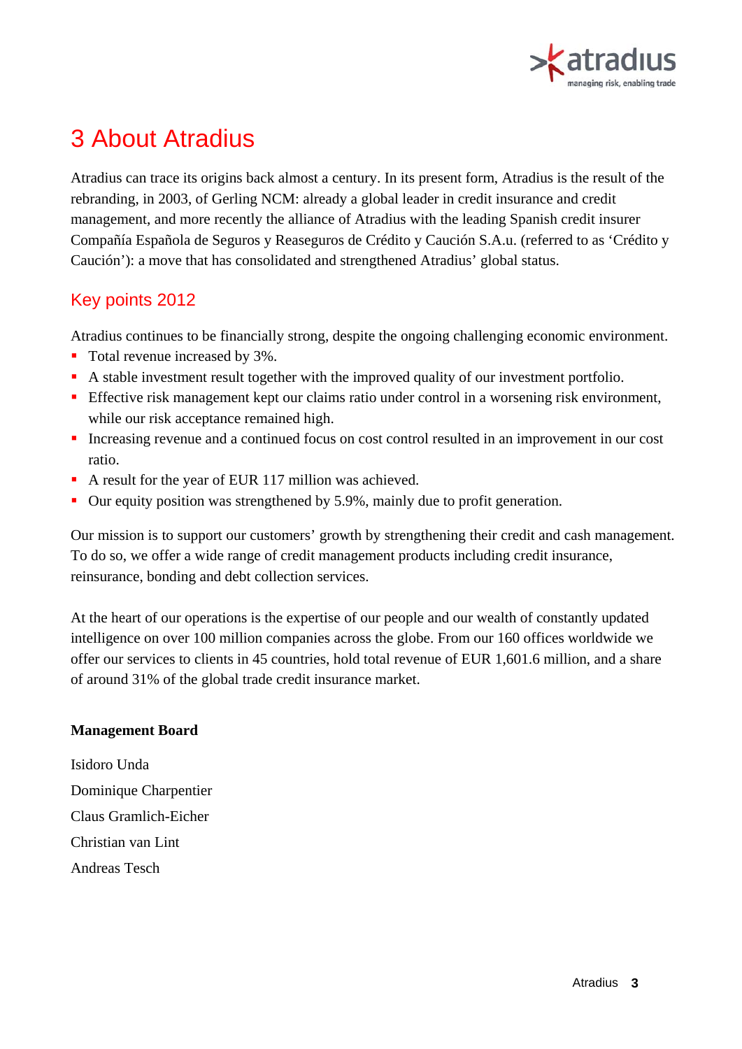# 3 About Atradius

Atradius can trace its origins back almost a century. In its present form, Atradius is the result of the rebranding, in 2003, of Gerling NCM: already a global leader in credit insurance and credit management, and more recently the alliance of Atradius with the leading Spanish credit insurer Compañía Española de Seguros y Reaseguros de Crédito y Caución S.A.u. (referred to as 'Crédito y Caución'): a move that has consolidated and strengthened Atradius' global status.

## Key points 2012

Atradius continues to be financially strong, despite the ongoing challenging economic environment.

- Total revenue increased by 3%.
- A stable investment result together with the improved quality of our investment portfolio.
- Effective risk management kept our claims ratio under control in a worsening risk environment, while our risk acceptance remained high.
- Increasing revenue and a continued focus on cost control resulted in an improvement in our cost ratio.
- A result for the year of EUR 117 million was achieved.
- Our equity position was strengthened by 5.9%, mainly due to profit generation.

Our mission is to support our customers' growth by strengthening their credit and cash management. To do so, we offer a wide range of credit management products including credit insurance, reinsurance, bonding and debt collection services.

At the heart of our operations is the expertise of our people and our wealth of constantly updated intelligence on over 100 million companies across the globe. From our 160 offices worldwide we offer our services to clients in 45 countries, hold total revenue of EUR 1,601.6 million, and a share of around 31% of the global trade credit insurance market.

**Management Board**

Isidoro Unda

Dominique Charpentier

Claus Gramlich-Eicher

Christian van Lint

Andreas Tesch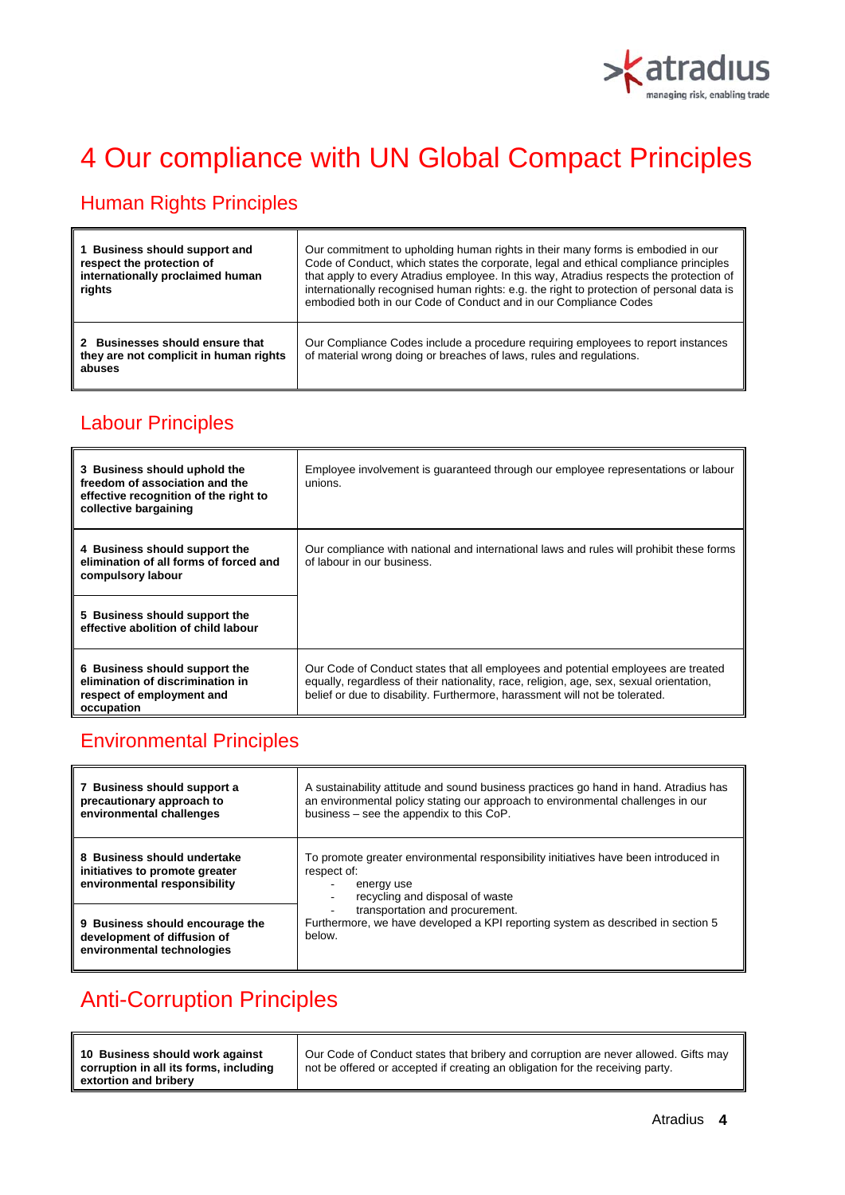# 4 Our compliance with UN Global Compact Principles

## Human Rights Principles

| | |
|---|---|
| **1 Business should support and respect the protection of internationally proclaimed human rights** | Our commitment to upholding human rights in their many forms is embodied in our Code of Conduct, which states the corporate, legal and ethical compliance principles that apply to every Atradius employee. In this way, Atradius respects the protection of internationally recognised human rights: e.g. the right to protection of personal data is embodied both in our Code of Conduct and in our Compliance Codes |
| **2 Businesses should ensure that they are not complicit in human rights abuses** | Our Compliance Codes include a procedure requiring employees to report instances of material wrong doing or breaches of laws, rules and regulations. |

## Labour Principles

| | |
|---|---|
| **3 Business should uphold the freedom of association and the effective recognition of the right to collective bargaining** | Employee involvement is guaranteed through our employee representations or labour unions. |
| **4 Business should support the elimination of all forms of forced and compulsory labour** | Our compliance with national and international laws and rules will prohibit these forms of labour in our business. |
| **5 Business should support the effective abolition of child labour** | |
| **6 Business should support the elimination of discrimination in respect of employment and occupation** | Our Code of Conduct states that all employees and potential employees are treated equally, regardless of their nationality, race, religion, age, sex, sexual orientation, belief or due to disability. Furthermore, harassment will not be tolerated. |

## Environmental Principles

| | |
|---|---|
| **7 Business should support a precautionary approach to environmental challenges** | A sustainability attitude and sound business practices go hand in hand. Atradius has an environmental policy stating our approach to environmental challenges in our business – see the appendix to this CoP. |
| **8 Business should undertake initiatives to promote greater environmental responsibility** | To promote greater environmental responsibility initiatives have been introduced in respect of:<br>- energy use<br>- recycling and disposal of waste<br>- transportation and procurement.<br>Furthermore, we have developed a KPI reporting system as described in section 5 below. |
| **9 Business should encourage the development of diffusion of environmental technologies** | |

## Anti-Corruption Principles

| | |
|---|---|
| **10 Business should work against corruption in all its forms, including extortion and bribery** | Our Code of Conduct states that bribery and corruption are never allowed. Gifts may not be offered or accepted if creating an obligation for the receiving party. |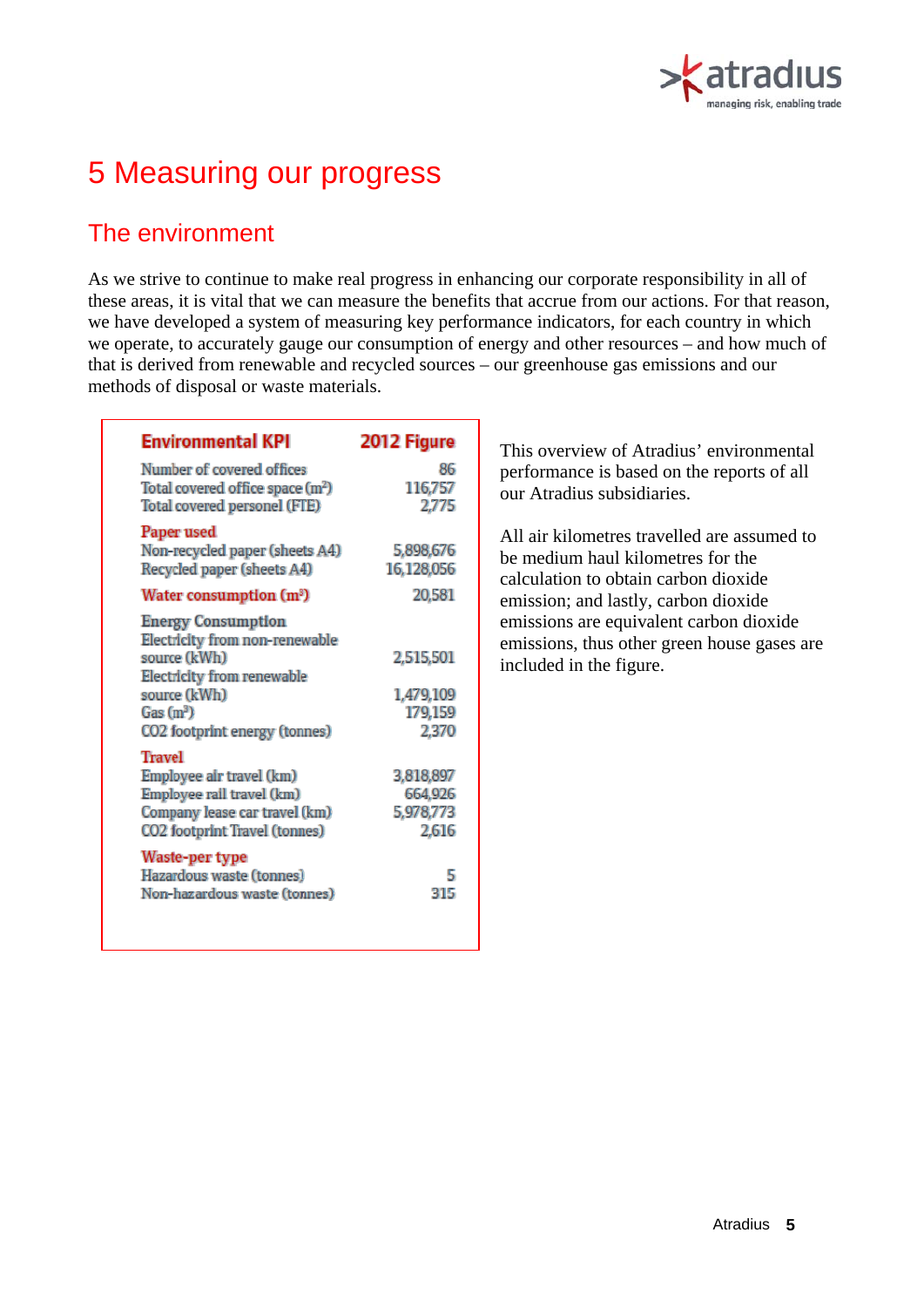# 5 Measuring our progress

## The environment

As we strive to continue to make real progress in enhancing our corporate responsibility in all of these areas, it is vital that we can measure the benefits that accrue from our actions. For that reason, we have developed a system of measuring key performance indicators, for each country in which we operate, to accurately gauge our consumption of energy and other resources – and how much of that is derived from renewable and recycled sources – our greenhouse gas emissions and our methods of disposal or waste materials.

| Environmental KPI | 2012 Figure |
|---|---|
| Number of covered offices | 86 |
| Total covered office space (m²) | 116,757 |
| Total covered personel (FTE) | 2,775 |
| **Paper used** | |
| Non-recycled paper (sheets A4) | 5,898,676 |
| Recycled paper (sheets A4) | 16,128,056 |
| **Water consumption (m³)** | 20,581 |
| **Energy Consumption** | |
| Electricity from non-renewable source (kWh) | 2,515,501 |
| Electricity from renewable source (kWh) | 1,479,109 |
| Gas (m³) | 179,159 |
| CO2 footprint energy (tonnes) | 2,370 |
| **Travel** | |
| Employee air travel (km) | 3,818,897 |
| Employee rail travel (km) | 664,926 |
| Company lease car travel (km) | 5,978,773 |
| CO2 footprint Travel (tonnes) | 2,616 |
| **Waste-per type** | |
| Hazardous waste (tonnes) | 5 |
| Non-hazardous waste (tonnes) | 315 |

This overview of Atradius' environmental performance is based on the reports of all our Atradius subsidiaries.

All air kilometres travelled are assumed to be medium haul kilometres for the calculation to obtain carbon dioxide emission; and lastly, carbon dioxide emissions are equivalent carbon dioxide emissions, thus other green house gases are included in the figure.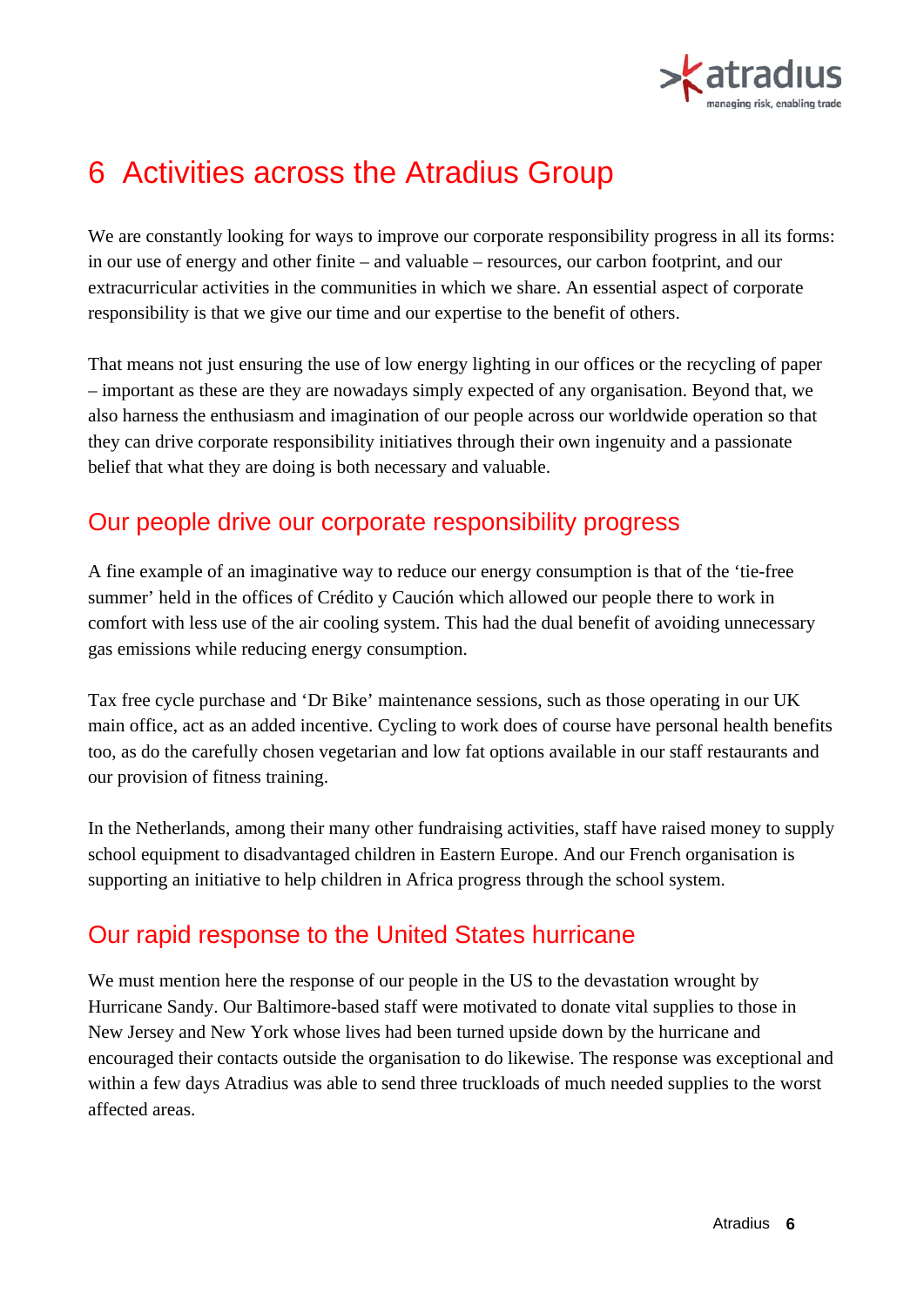# 6 Activities across the Atradius Group

We are constantly looking for ways to improve our corporate responsibility progress in all its forms: in our use of energy and other finite – and valuable – resources, our carbon footprint, and our extracurricular activities in the communities in which we share. An essential aspect of corporate responsibility is that we give our time and our expertise to the benefit of others.

That means not just ensuring the use of low energy lighting in our offices or the recycling of paper – important as these are they are nowadays simply expected of any organisation. Beyond that, we also harness the enthusiasm and imagination of our people across our worldwide operation so that they can drive corporate responsibility initiatives through their own ingenuity and a passionate belief that what they are doing is both necessary and valuable.

## Our people drive our corporate responsibility progress

A fine example of an imaginative way to reduce our energy consumption is that of the 'tie-free summer' held in the offices of Crédito y Caución which allowed our people there to work in comfort with less use of the air cooling system. This had the dual benefit of avoiding unnecessary gas emissions while reducing energy consumption.

Tax free cycle purchase and 'Dr Bike' maintenance sessions, such as those operating in our UK main office, act as an added incentive. Cycling to work does of course have personal health benefits too, as do the carefully chosen vegetarian and low fat options available in our staff restaurants and our provision of fitness training.

In the Netherlands, among their many other fundraising activities, staff have raised money to supply school equipment to disadvantaged children in Eastern Europe. And our French organisation is supporting an initiative to help children in Africa progress through the school system.

## Our rapid response to the United States hurricane

We must mention here the response of our people in the US to the devastation wrought by Hurricane Sandy. Our Baltimore-based staff were motivated to donate vital supplies to those in New Jersey and New York whose lives had been turned upside down by the hurricane and encouraged their contacts outside the organisation to do likewise. The response was exceptional and within a few days Atradius was able to send three truckloads of much needed supplies to the worst affected areas.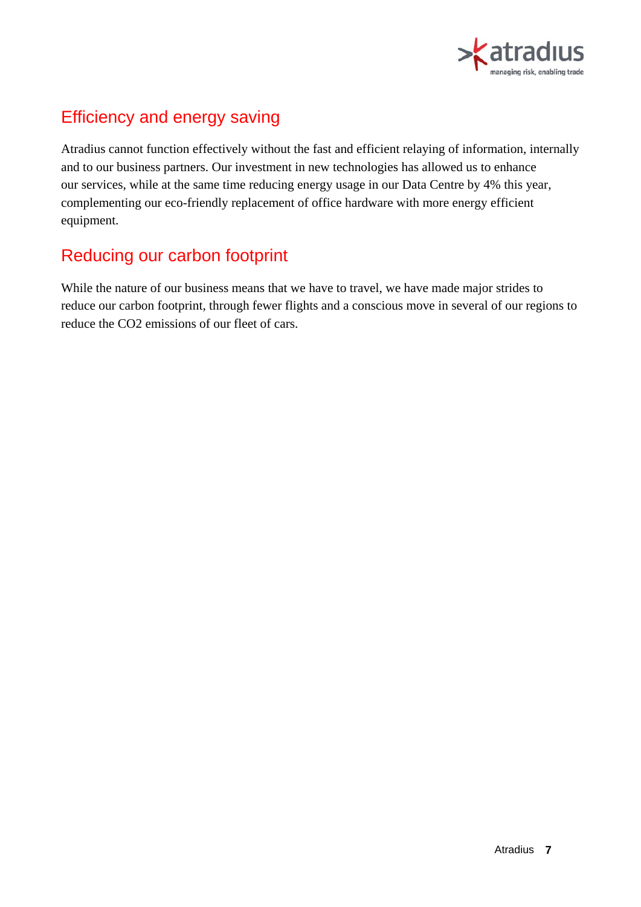## Efficiency and energy saving

Atradius cannot function effectively without the fast and efficient relaying of information, internally and to our business partners. Our investment in new technologies has allowed us to enhance our services, while at the same time reducing energy usage in our Data Centre by 4% this year, complementing our eco-friendly replacement of office hardware with more energy efficient equipment.

## Reducing our carbon footprint

While the nature of our business means that we have to travel, we have made major strides to reduce our carbon footprint, through fewer flights and a conscious move in several of our regions to reduce the $CO_2$ emissions of our fleet of cars.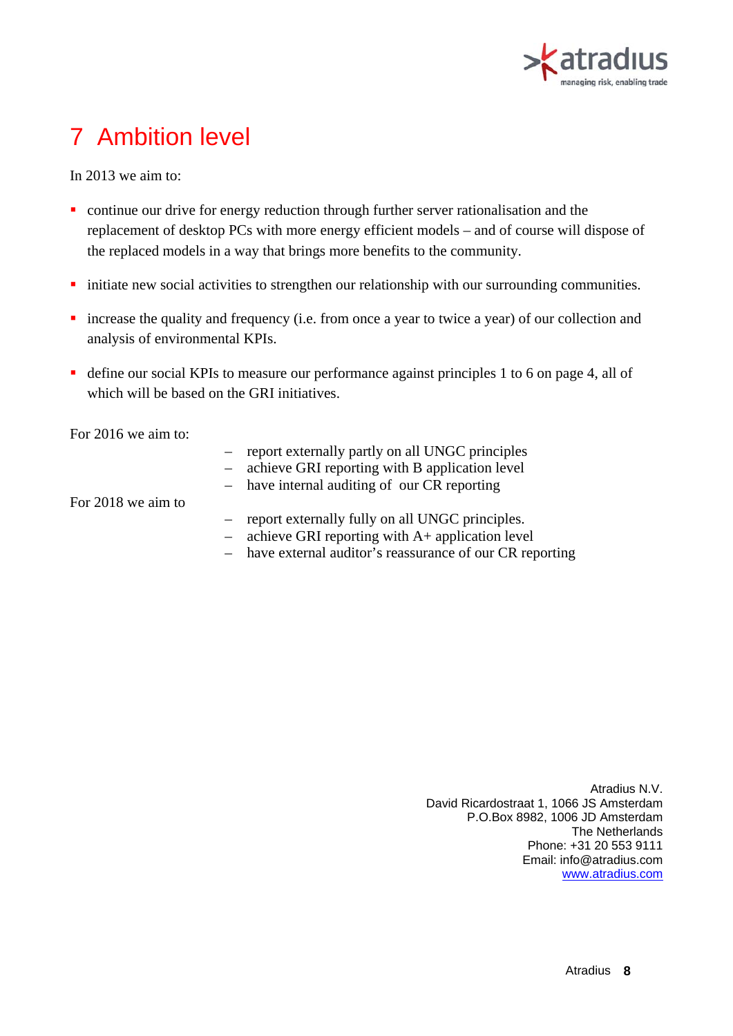# 7 Ambition level

In 2013 we aim to:

- continue our drive for energy reduction through further server rationalisation and the replacement of desktop PCs with more energy efficient models – and of course will dispose of the replaced models in a way that brings more benefits to the community.
- initiate new social activities to strengthen our relationship with our surrounding communities.
- increase the quality and frequency (i.e. from once a year to twice a year) of our collection and analysis of environmental KPIs.
- define our social KPIs to measure our performance against principles 1 to 6 on page 4, all of which will be based on the GRI initiatives.

For 2016 we aim to:

- report externally partly on all UNGC principles
- achieve GRI reporting with B application level
- have internal auditing of our CR reporting

For 2018 we aim to

- report externally fully on all UNGC principles.
- achieve GRI reporting with A+ application level
- have external auditor's reassurance of our CR reporting

Atradius N.V.
David Ricardostraat 1, 1066 JS Amsterdam
P.O.Box 8982, 1006 JD Amsterdam
The Netherlands
Phone: +31 20 553 9111
Email: info@atradius.com
www.atradius.com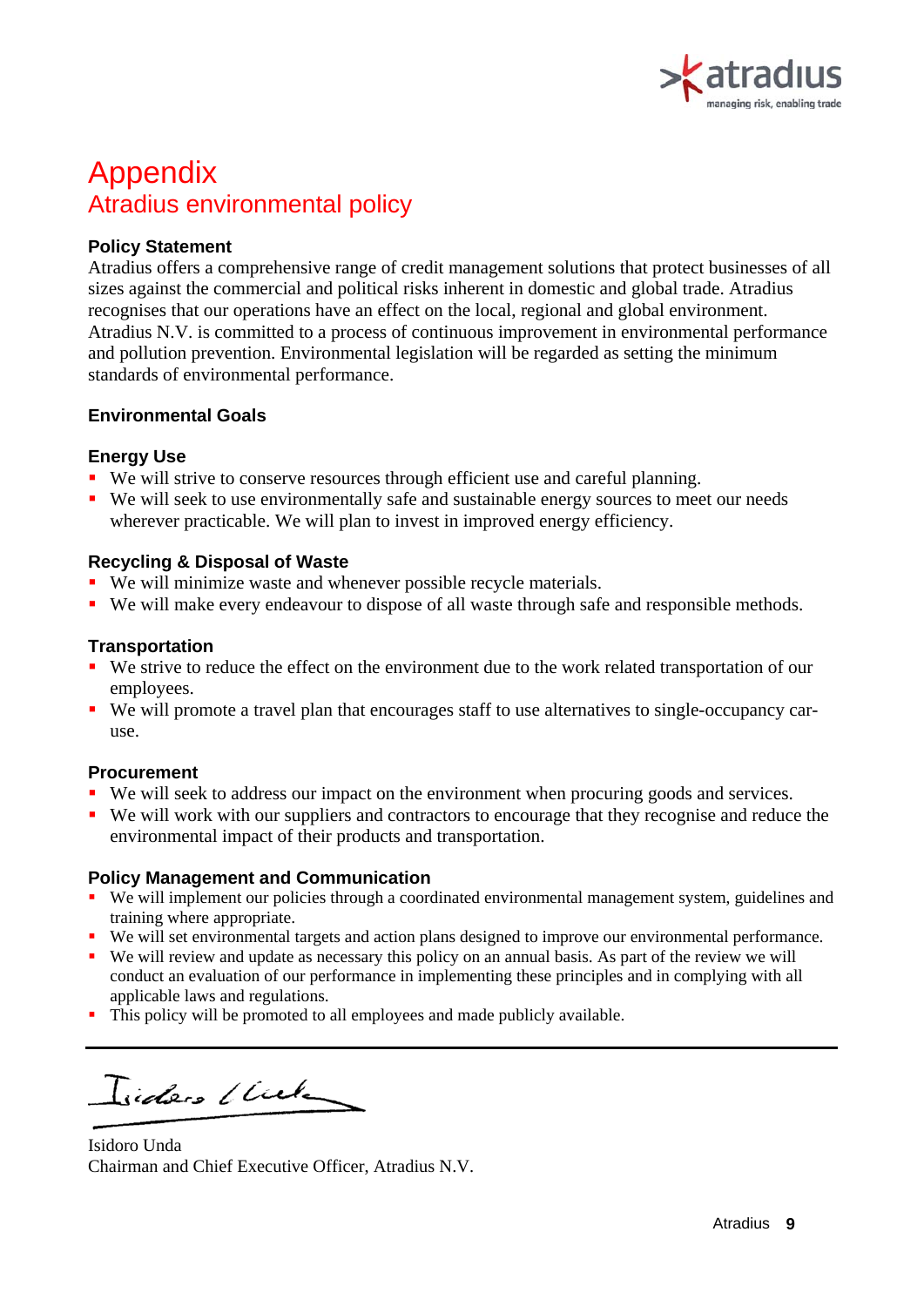# Appendix

## Atradius environmental policy

**Policy Statement**

Atradius offers a comprehensive range of credit management solutions that protect businesses of all sizes against the commercial and political risks inherent in domestic and global trade. Atradius recognises that our operations have an effect on the local, regional and global environment. Atradius N.V. is committed to a process of continuous improvement in environmental performance and pollution prevention. Environmental legislation will be regarded as setting the minimum standards of environmental performance.

**Environmental Goals**

**Energy Use**

- We will strive to conserve resources through efficient use and careful planning.
- We will seek to use environmentally safe and sustainable energy sources to meet our needs wherever practicable. We will plan to invest in improved energy efficiency.

**Recycling & Disposal of Waste**

- We will minimize waste and whenever possible recycle materials.
- We will make every endeavour to dispose of all waste through safe and responsible methods.

**Transportation**

- We strive to reduce the effect on the environment due to the work related transportation of our employees.
- We will promote a travel plan that encourages staff to use alternatives to single-occupancy car-use.

**Procurement**

- We will seek to address our impact on the environment when procuring goods and services.
- We will work with our suppliers and contractors to encourage that they recognise and reduce the environmental impact of their products and transportation.

**Policy Management and Communication**

- We will implement our policies through a coordinated environmental management system, guidelines and training where appropriate.
- We will set environmental targets and action plans designed to improve our environmental performance.
- We will review and update as necessary this policy on an annual basis. As part of the review we will conduct an evaluation of our performance in implementing these principles and in complying with all applicable laws and regulations.
- This policy will be promoted to all employees and made publicly available.

---

Isidoro Unda
Chairman and Chief Executive Officer, Atradius N.V.